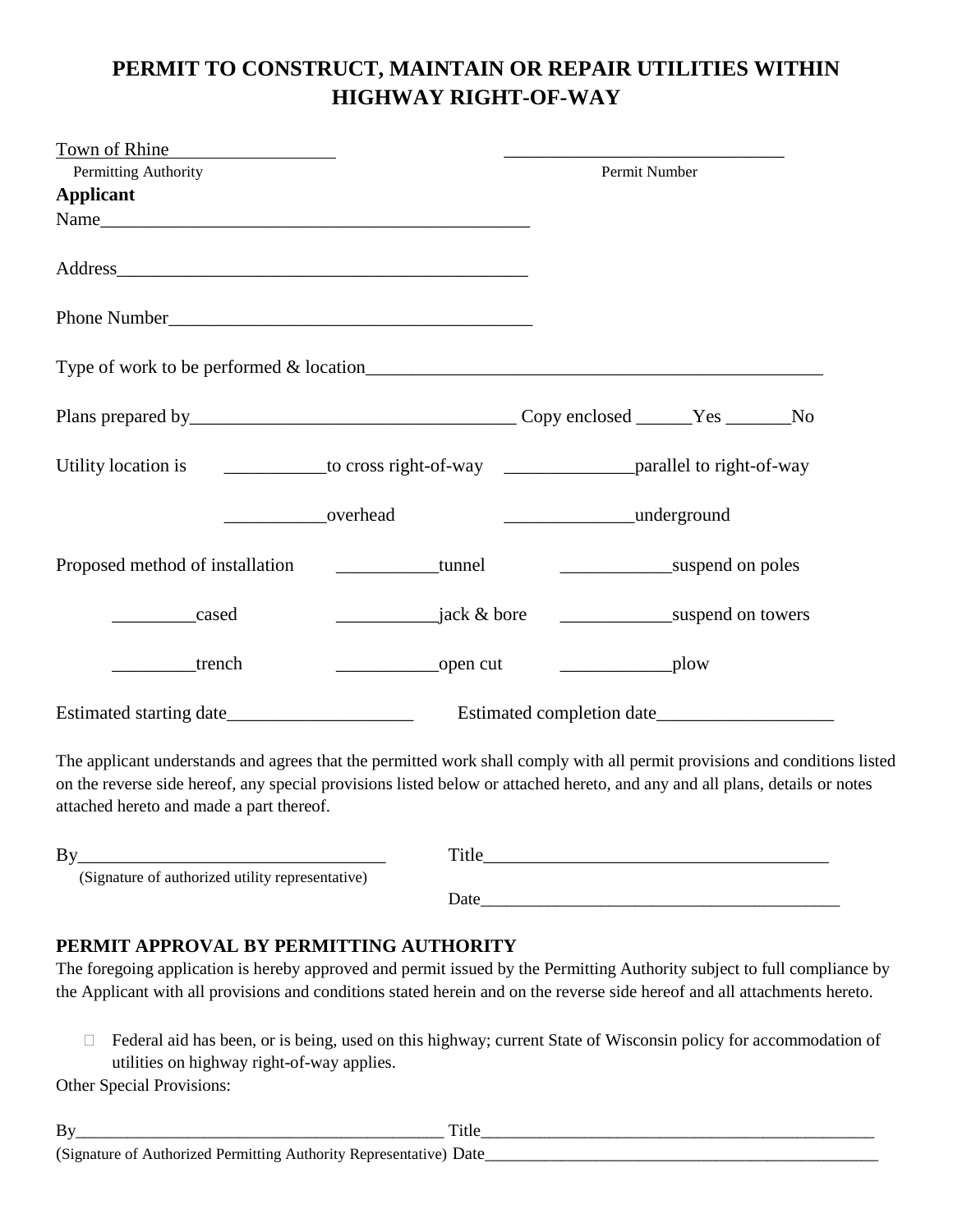# PERMIT TO CONSTRUCT, MAINTAIN OR REPAIR UTILITIES WITHIN HIGHWAY RIGHT-OF-WAY

Town of Rhine__________________ ______________________________

Permitting Authority Permit Number

**Applicant**

Name_______________________________________________

Address_____________________________________________

Phone Number________________________________________

Type of work to be performed & location__________________________________________________

Plans prepared by___________________________________ Copy enclosed ______Yes _______No

Utility location is ___________to cross right-of-way ______________parallel to right-of-way

___________overhead ______________underground

Proposed method of installation ___________tunnel ____________suspend on poles

_________cased ___________jack & bore ____________suspend on towers

_________trench ___________open cut ____________plow

Estimated starting date____________________ Estimated completion date___________________

The applicant understands and agrees that the permitted work shall comply with all permit provisions and conditions listed on the reverse side hereof, any special provisions listed below or attached hereto, and any and all plans, details or notes attached hereto and made a part thereof.

By__________________________________ Title______________________________________

(Signature of authorized utility representative)

Date__________________________________________

## PERMIT APPROVAL BY PERMITTING AUTHORITY

The foregoing application is hereby approved and permit issued by the Permitting Authority subject to full compliance by the Applicant with all provisions and conditions stated herein and on the reverse side hereof and all attachments hereto.

- ☐ Federal aid has been, or is being, used on this highway; current State of Wisconsin policy for accommodation of utilities on highway right-of-way applies.

Other Special Provisions:

By_____________________________________________ Title_______________________________________________

(Signature of Authorized Permitting Authority Representative) Date_________________________________________________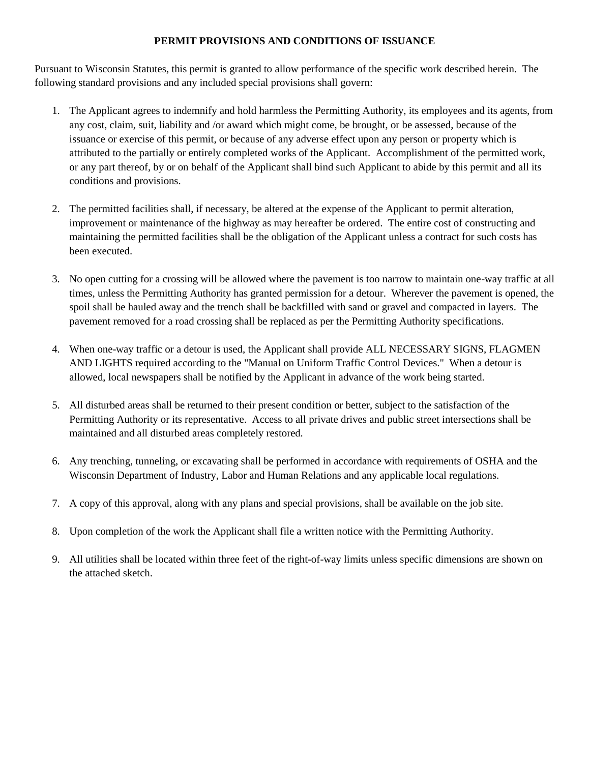**PERMIT PROVISIONS AND CONDITIONS OF ISSUANCE**

Pursuant to Wisconsin Statutes, this permit is granted to allow performance of the specific work described herein. The following standard provisions and any included special provisions shall govern:

1. The Applicant agrees to indemnify and hold harmless the Permitting Authority, its employees and its agents, from any cost, claim, suit, liability and /or award which might come, be brought, or be assessed, because of the issuance or exercise of this permit, or because of any adverse effect upon any person or property which is attributed to the partially or entirely completed works of the Applicant. Accomplishment of the permitted work, or any part thereof, by or on behalf of the Applicant shall bind such Applicant to abide by this permit and all its conditions and provisions.

2. The permitted facilities shall, if necessary, be altered at the expense of the Applicant to permit alteration, improvement or maintenance of the highway as may hereafter be ordered. The entire cost of constructing and maintaining the permitted facilities shall be the obligation of the Applicant unless a contract for such costs has been executed.

3. No open cutting for a crossing will be allowed where the pavement is too narrow to maintain one-way traffic at all times, unless the Permitting Authority has granted permission for a detour. Wherever the pavement is opened, the spoil shall be hauled away and the trench shall be backfilled with sand or gravel and compacted in layers. The pavement removed for a road crossing shall be replaced as per the Permitting Authority specifications.

4. When one-way traffic or a detour is used, the Applicant shall provide ALL NECESSARY SIGNS, FLAGMEN AND LIGHTS required according to the "Manual on Uniform Traffic Control Devices." When a detour is allowed, local newspapers shall be notified by the Applicant in advance of the work being started.

5. All disturbed areas shall be returned to their present condition or better, subject to the satisfaction of the Permitting Authority or its representative. Access to all private drives and public street intersections shall be maintained and all disturbed areas completely restored.

6. Any trenching, tunneling, or excavating shall be performed in accordance with requirements of OSHA and the Wisconsin Department of Industry, Labor and Human Relations and any applicable local regulations.

7. A copy of this approval, along with any plans and special provisions, shall be available on the job site.

8. Upon completion of the work the Applicant shall file a written notice with the Permitting Authority.

9. All utilities shall be located within three feet of the right-of-way limits unless specific dimensions are shown on the attached sketch.